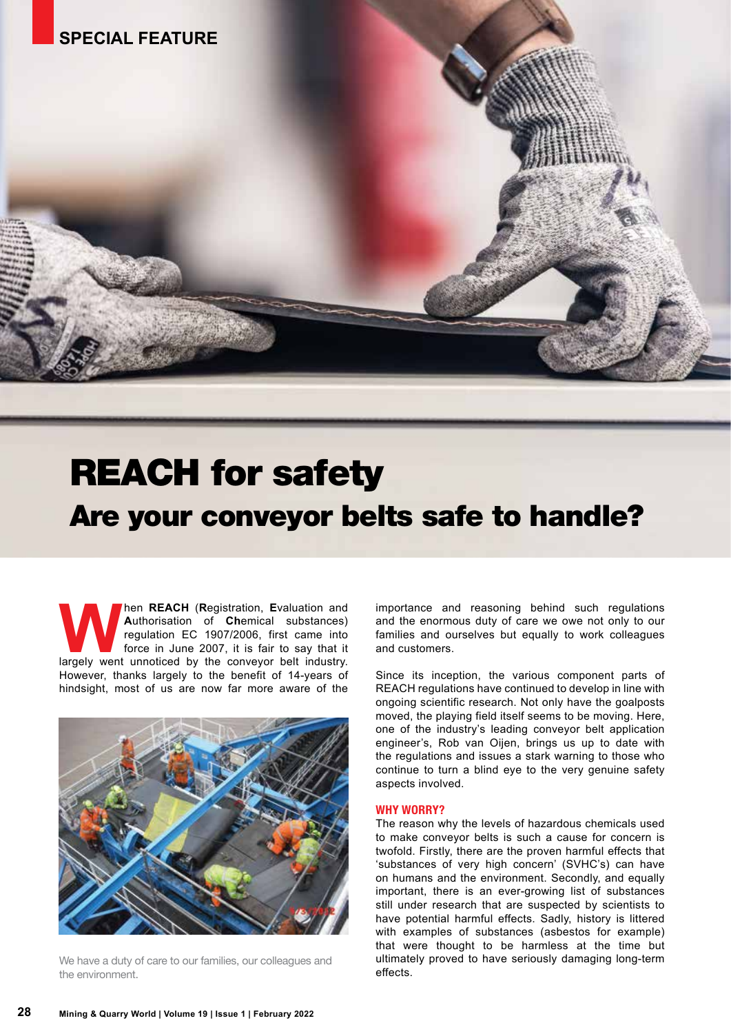SPECIAL FEATURE

# REACH for safety

## Are your conveyor belts safe to handle?

When **REACH** (**R**egistration, **E**valuation and **A**uthorisation of **Ch**emical substances) regulation EC 1907/2006, first came into force in June 2007, it is fair to say that it largely went unnoticed by the conveyor belt industry. However, thanks largely to the benefit of 14-years of hindsight, most of us are now far more aware of the importance and reasoning behind such regulations and the enormous duty of care we owe not only to our families and ourselves but equally to work colleagues and customers.

We have a duty of care to our families, our colleagues and the environment.

Since its inception, the various component parts of REACH regulations have continued to develop in line with ongoing scientific research. Not only have the goalposts moved, the playing field itself seems to be moving. Here, one of the industry's leading conveyor belt application engineer's, Rob van Oijen, brings us up to date with the regulations and issues a stark warning to those who continue to turn a blind eye to the very genuine safety aspects involved.

### WHY WORRY?

The reason why the levels of hazardous chemicals used to make conveyor belts is such a cause for concern is twofold. Firstly, there are the proven harmful effects that 'substances of very high concern' (SVHC's) can have on humans and the environment. Secondly, and equally important, there is an ever-growing list of substances still under research that are suspected by scientists to have potential harmful effects. Sadly, history is littered with examples of substances (asbestos for example) that were thought to be harmless at the time but ultimately proved to have seriously damaging long-term effects.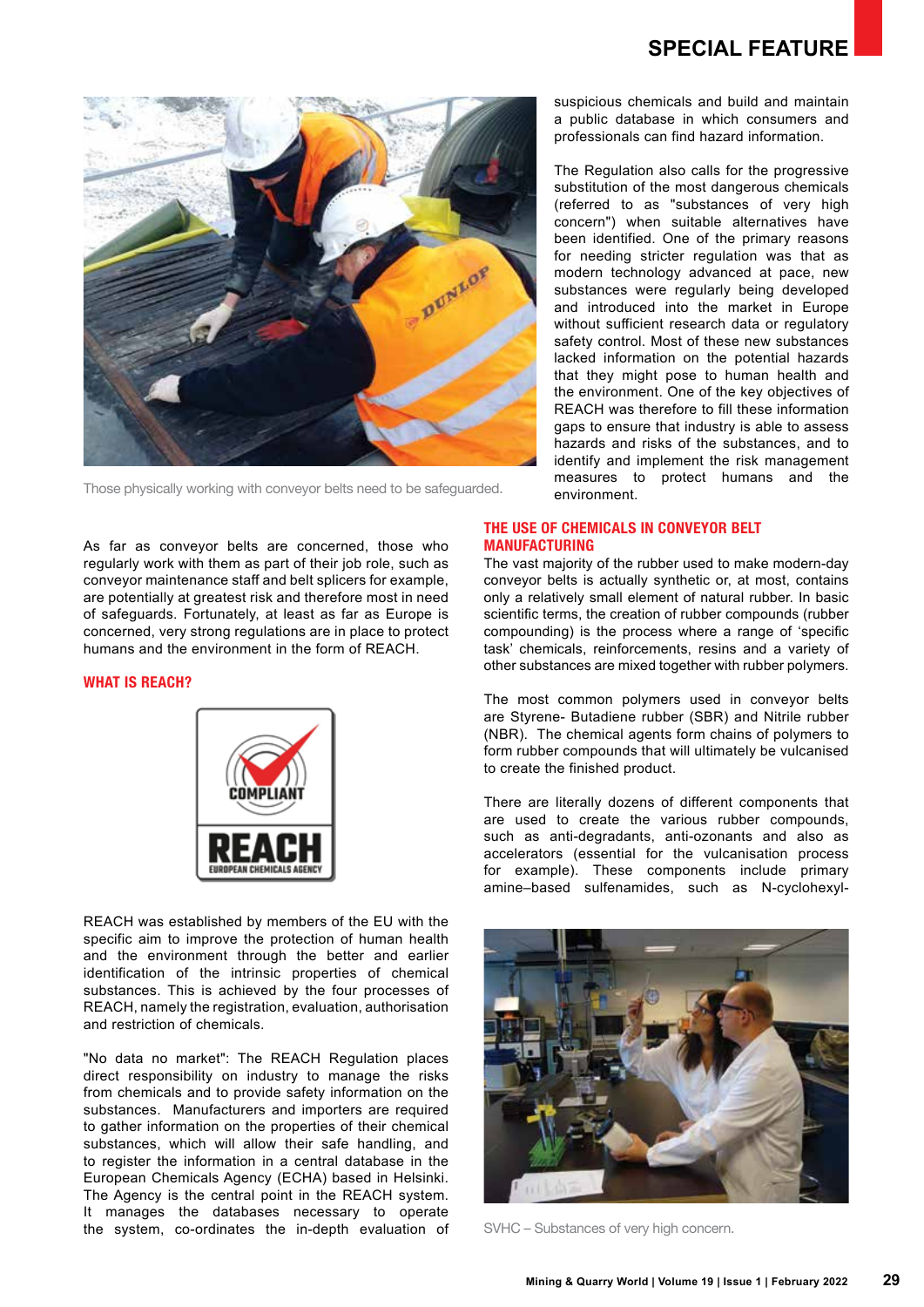Those physically working with conveyor belts need to be safeguarded.

As far as conveyor belts are concerned, those who regularly work with them as part of their job role, such as conveyor maintenance staff and belt splicers for example, are potentially at greatest risk and therefore most in need of safeguards. Fortunately, at least as far as Europe is concerned, very strong regulations are in place to protect humans and the environment in the form of REACH.

## WHAT IS REACH?

REACH was established by members of the EU with the specific aim to improve the protection of human health and the environment through the better and earlier identification of the intrinsic properties of chemical substances. This is achieved by the four processes of REACH, namely the registration, evaluation, authorisation and restriction of chemicals.

"No data no market": The REACH Regulation places direct responsibility on industry to manage the risks from chemicals and to provide safety information on the substances. Manufacturers and importers are required to gather information on the properties of their chemical substances, which will allow their safe handling, and to register the information in a central database in the European Chemicals Agency (ECHA) based in Helsinki. The Agency is the central point in the REACH system. It manages the databases necessary to operate the system, co-ordinates the in-depth evaluation of suspicious chemicals and build and maintain a public database in which consumers and professionals can find hazard information.

The Regulation also calls for the progressive substitution of the most dangerous chemicals (referred to as "substances of very high concern") when suitable alternatives have been identified. One of the primary reasons for needing stricter regulation was that as modern technology advanced at pace, new substances were regularly being developed and introduced into the market in Europe without sufficient research data or regulatory safety control. Most of these new substances lacked information on the potential hazards that they might pose to human health and the environment. One of the key objectives of REACH was therefore to fill these information gaps to ensure that industry is able to assess hazards and risks of the substances, and to identify and implement the risk management measures to protect humans and the environment.

## THE USE OF CHEMICALS IN CONVEYOR BELT MANUFACTURING

The vast majority of the rubber used to make modern-day conveyor belts is actually synthetic or, at most, contains only a relatively small element of natural rubber. In basic scientific terms, the creation of rubber compounds (rubber compounding) is the process where a range of 'specific task' chemicals, reinforcements, resins and a variety of other substances are mixed together with rubber polymers.

The most common polymers used in conveyor belts are Styrene- Butadiene rubber (SBR) and Nitrile rubber (NBR). The chemical agents form chains of polymers to form rubber compounds that will ultimately be vulcanised to create the finished product.

There are literally dozens of different components that are used to create the various rubber compounds, such as anti-degradants, anti-ozonants and also as accelerators (essential for the vulcanisation process for example). These components include primary amine–based sulfenamides, such as N-cyclohexyl-

SVHC – Substances of very high concern.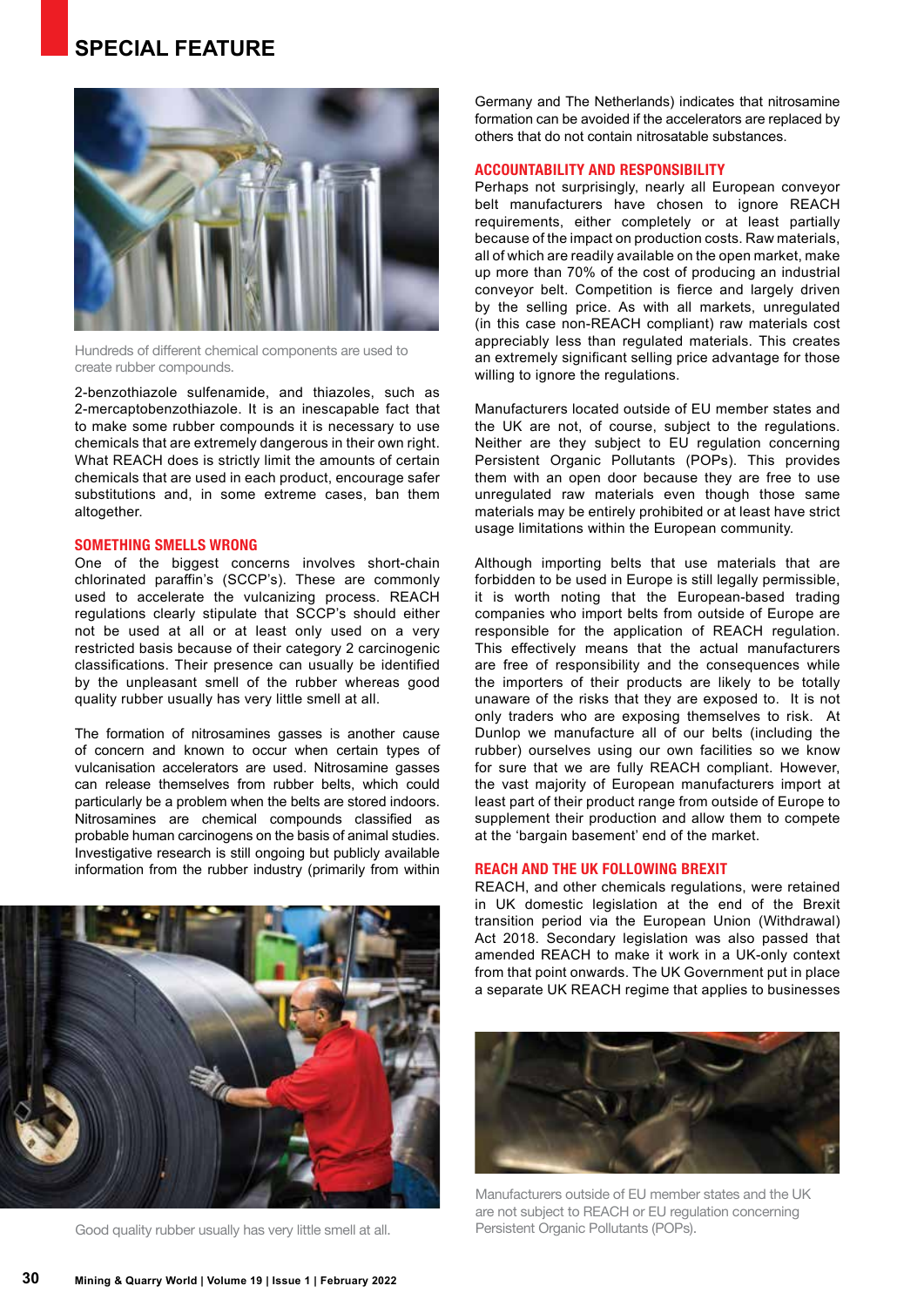Hundreds of different chemical components are used to create rubber compounds.

2-benzothiazole sulfenamide, and thiazoles, such as 2-mercaptobenzothiazole. It is an inescapable fact that to make some rubber compounds it is necessary to use chemicals that are extremely dangerous in their own right. What REACH does is strictly limit the amounts of certain chemicals that are used in each product, encourage safer substitutions and, in some extreme cases, ban them altogether.

## SOMETHING SMELLS WRONG

One of the biggest concerns involves short-chain chlorinated paraffin's (SCCP's). These are commonly used to accelerate the vulcanizing process. REACH regulations clearly stipulate that SCCP's should either not be used at all or at least only used on a very restricted basis because of their category 2 carcinogenic classifications. Their presence can usually be identified by the unpleasant smell of the rubber whereas good quality rubber usually has very little smell at all.

The formation of nitrosamines gasses is another cause of concern and known to occur when certain types of vulcanisation accelerators are used. Nitrosamine gasses can release themselves from rubber belts, which could particularly be a problem when the belts are stored indoors. Nitrosamines are chemical compounds classified as probable human carcinogens on the basis of animal studies. Investigative research is still ongoing but publicly available information from the rubber industry (primarily from within Germany and The Netherlands) indicates that nitrosamine formation can be avoided if the accelerators are replaced by others that do not contain nitrosatable substances.

Good quality rubber usually has very little smell at all.

## ACCOUNTABILITY AND RESPONSIBILITY

Perhaps not surprisingly, nearly all European conveyor belt manufacturers have chosen to ignore REACH requirements, either completely or at least partially because of the impact on production costs. Raw materials, all of which are readily available on the open market, make up more than 70% of the cost of producing an industrial conveyor belt. Competition is fierce and largely driven by the selling price. As with all markets, unregulated (in this case non-REACH compliant) raw materials cost appreciably less than regulated materials. This creates an extremely significant selling price advantage for those willing to ignore the regulations.

Manufacturers located outside of EU member states and the UK are not, of course, subject to the regulations. Neither are they subject to EU regulation concerning Persistent Organic Pollutants (POPs). This provides them with an open door because they are free to use unregulated raw materials even though those same materials may be entirely prohibited or at least have strict usage limitations within the European community.

Although importing belts that use materials that are forbidden to be used in Europe is still legally permissible, it is worth noting that the European-based trading companies who import belts from outside of Europe are responsible for the application of REACH regulation. This effectively means that the actual manufacturers are free of responsibility and the consequences while the importers of their products are likely to be totally unaware of the risks that they are exposed to. It is not only traders who are exposing themselves to risk. At Dunlop we manufacture all of our belts (including the rubber) ourselves using our own facilities so we know for sure that we are fully REACH compliant. However, the vast majority of European manufacturers import at least part of their product range from outside of Europe to supplement their production and allow them to compete at the 'bargain basement' end of the market.

## REACH AND THE UK FOLLOWING BREXIT

REACH, and other chemicals regulations, were retained in UK domestic legislation at the end of the Brexit transition period via the European Union (Withdrawal) Act 2018. Secondary legislation was also passed that amended REACH to make it work in a UK-only context from that point onwards. The UK Government put in place a separate UK REACH regime that applies to businesses

Manufacturers outside of EU member states and the UK are not subject to REACH or EU regulation concerning Persistent Organic Pollutants (POPs).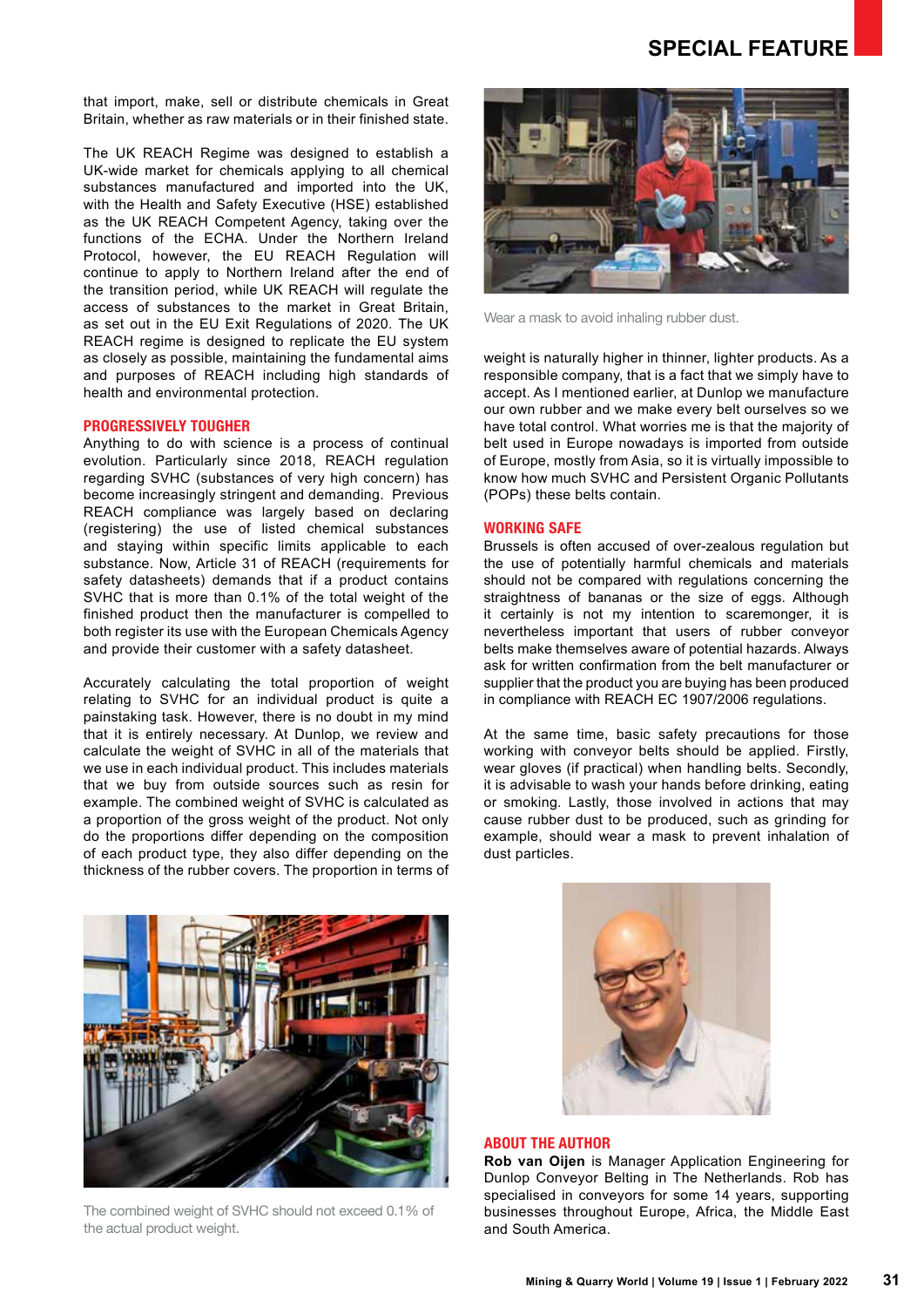that import, make, sell or distribute chemicals in Great Britain, whether as raw materials or in their finished state.

The UK REACH Regime was designed to establish a UK-wide market for chemicals applying to all chemical substances manufactured and imported into the UK, with the Health and Safety Executive (HSE) established as the UK REACH Competent Agency, taking over the functions of the ECHA. Under the Northern Ireland Protocol, however, the EU REACH Regulation will continue to apply to Northern Ireland after the end of the transition period, while UK REACH will regulate the access of substances to the market in Great Britain, as set out in the EU Exit Regulations of 2020. The UK REACH regime is designed to replicate the EU system as closely as possible, maintaining the fundamental aims and purposes of REACH including high standards of health and environmental protection.

## PROGRESSIVELY TOUGHER

Anything to do with science is a process of continual evolution. Particularly since 2018, REACH regulation regarding SVHC (substances of very high concern) has become increasingly stringent and demanding. Previous REACH compliance was largely based on declaring (registering) the use of listed chemical substances and staying within specific limits applicable to each substance. Now, Article 31 of REACH (requirements for safety datasheets) demands that if a product contains SVHC that is more than 0.1% of the total weight of the finished product then the manufacturer is compelled to both register its use with the European Chemicals Agency and provide their customer with a safety datasheet.

Accurately calculating the total proportion of weight relating to SVHC for an individual product is quite a painstaking task. However, there is no doubt in my mind that it is entirely necessary. At Dunlop, we review and calculate the weight of SVHC in all of the materials that we use in each individual product. This includes materials that we buy from outside sources such as resin for example. The combined weight of SVHC is calculated as a proportion of the gross weight of the product. Not only do the proportions differ depending on the composition of each product type, they also differ depending on the thickness of the rubber covers. The proportion in terms of weight is naturally higher in thinner, lighter products. As a responsible company, that is a fact that we simply have to accept. As I mentioned earlier, at Dunlop we manufacture our own rubber and we make every belt ourselves so we have total control. What worries me is that the majority of belt used in Europe nowadays is imported from outside of Europe, mostly from Asia, so it is virtually impossible to know how much SVHC and Persistent Organic Pollutants (POPs) these belts contain.

The combined weight of SVHC should not exceed 0.1% of the actual product weight.

Wear a mask to avoid inhaling rubber dust.

## WORKING SAFE

Brussels is often accused of over-zealous regulation but the use of potentially harmful chemicals and materials should not be compared with regulations concerning the straightness of bananas or the size of eggs. Although it certainly is not my intention to scaremonger, it is nevertheless important that users of rubber conveyor belts make themselves aware of potential hazards. Always ask for written confirmation from the belt manufacturer or supplier that the product you are buying has been produced in compliance with REACH EC 1907/2006 regulations.

At the same time, basic safety precautions for those working with conveyor belts should be applied. Firstly, wear gloves (if practical) when handling belts. Secondly, it is advisable to wash your hands before drinking, eating or smoking. Lastly, those involved in actions that may cause rubber dust to be produced, such as grinding for example, should wear a mask to prevent inhalation of dust particles.

## ABOUT THE AUTHOR

**Rob van Oijen** is Manager Application Engineering for Dunlop Conveyor Belting in The Netherlands. Rob has specialised in conveyors for some 14 years, supporting businesses throughout Europe, Africa, the Middle East and South America.